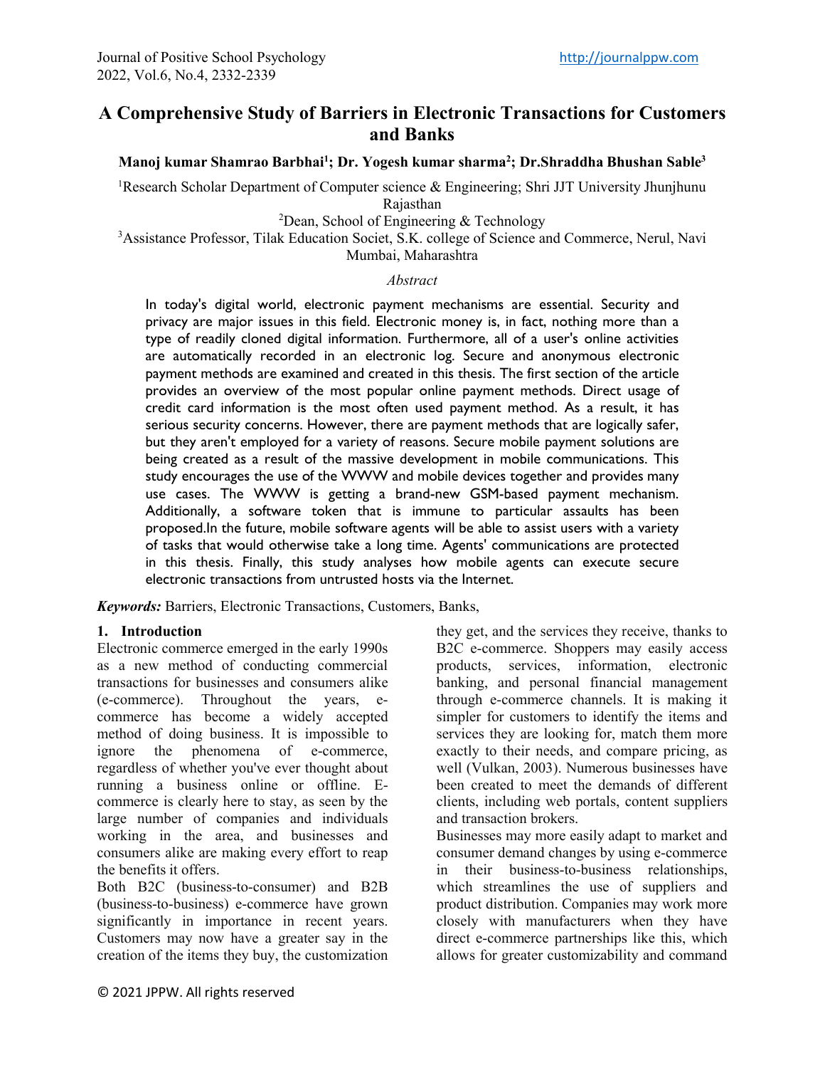# A Comprehensive Study of Barriers in Electronic Transactions for Customers and Banks

**Manoj kumar Shamrao Barbhai[1]; Dr. Yogesh kumar sharma[2]; Dr.Shraddha Bhushan Sable[3]**

[1]Research Scholar Department of Computer science & Engineering; Shri JJT University Jhunjhunu Rajasthan

[2]Dean, School of Engineering & Technology

[3]Assistance Professor, Tilak Education Societ, S.K. college of Science and Commerce, Nerul, Navi Mumbai, Maharashtra

*Abstract*

In today's digital world, electronic payment mechanisms are essential. Security and privacy are major issues in this field. Electronic money is, in fact, nothing more than a type of readily cloned digital information. Furthermore, all of a user's online activities are automatically recorded in an electronic log. Secure and anonymous electronic payment methods are examined and created in this thesis. The first section of the article provides an overview of the most popular online payment methods. Direct usage of credit card information is the most often used payment method. As a result, it has serious security concerns. However, there are payment methods that are logically safer, but they aren't employed for a variety of reasons. Secure mobile payment solutions are being created as a result of the massive development in mobile communications. This study encourages the use of the WWW and mobile devices together and provides many use cases. The WWW is getting a brand-new GSM-based payment mechanism. Additionally, a software token that is immune to particular assaults has been proposed.In the future, mobile software agents will be able to assist users with a variety of tasks that would otherwise take a long time. Agents' communications are protected in this thesis. Finally, this study analyses how mobile agents can execute secure electronic transactions from untrusted hosts via the Internet.

***Keywords:*** Barriers, Electronic Transactions, Customers, Banks,

## 1. Introduction

Electronic commerce emerged in the early 1990s as a new method of conducting commercial transactions for businesses and consumers alike (e-commerce). Throughout the years, e-commerce has become a widely accepted method of doing business. It is impossible to ignore the phenomena of e-commerce, regardless of whether you've ever thought about running a business online or offline. E-commerce is clearly here to stay, as seen by the large number of companies and individuals working in the area, and businesses and consumers alike are making every effort to reap the benefits it offers.

Both B2C (business-to-consumer) and B2B (business-to-business) e-commerce have grown significantly in importance in recent years. Customers may now have a greater say in the creation of the items they buy, the customization they get, and the services they receive, thanks to B2C e-commerce. Shoppers may easily access products, services, information, electronic banking, and personal financial management through e-commerce channels. It is making it simpler for customers to identify the items and services they are looking for, match them more exactly to their needs, and compare pricing, as well (Vulkan, 2003). Numerous businesses have been created to meet the demands of different clients, including web portals, content suppliers and transaction brokers.

Businesses may more easily adapt to market and consumer demand changes by using e-commerce in their business-to-business relationships, which streamlines the use of suppliers and product distribution. Companies may work more closely with manufacturers when they have direct e-commerce partnerships like this, which allows for greater customizability and command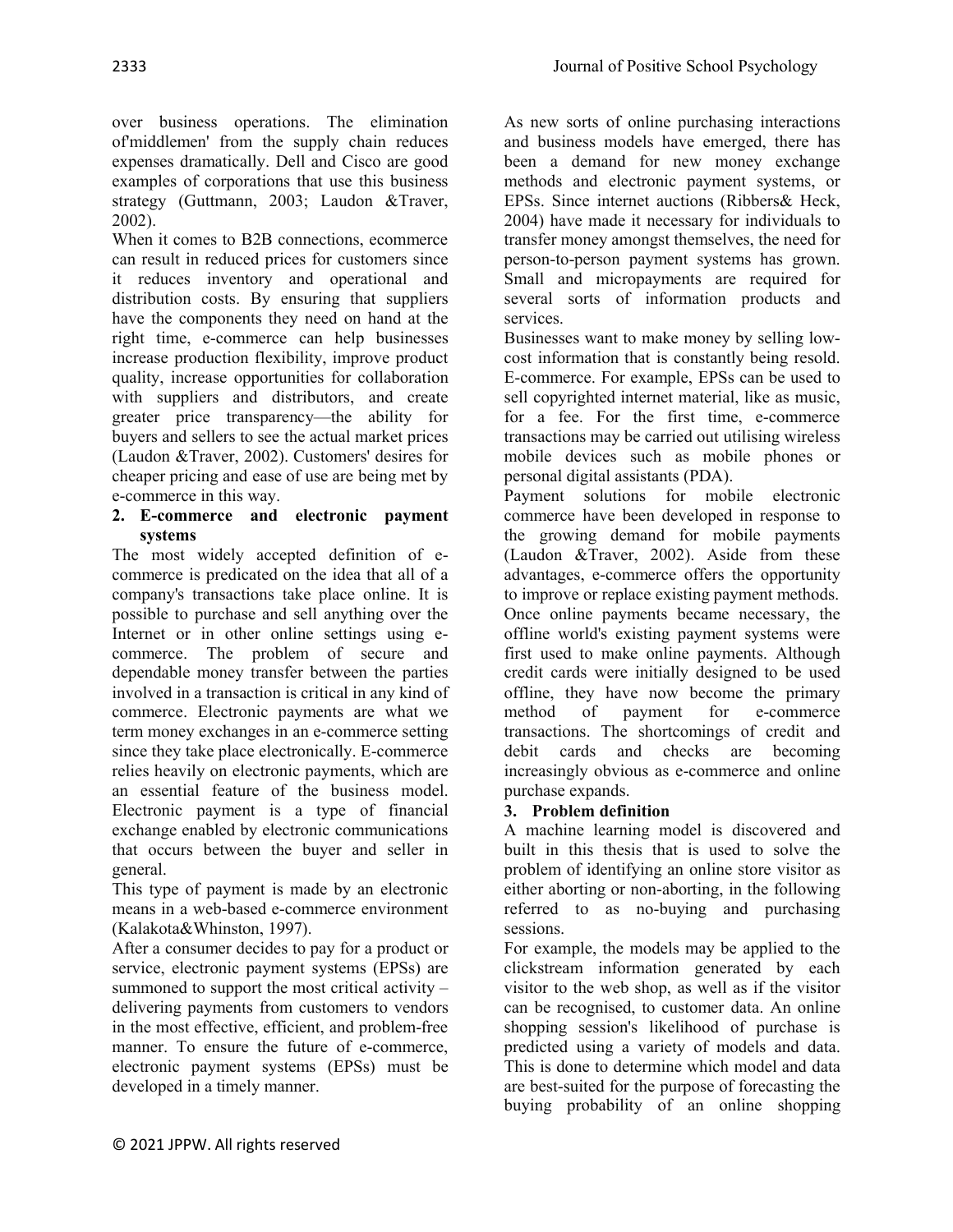over business operations. The elimination of'middlemen' from the supply chain reduces expenses dramatically. Dell and Cisco are good examples of corporations that use this business strategy (Guttmann, 2003; Laudon &Traver, 2002).

When it comes to B2B connections, ecommerce can result in reduced prices for customers since it reduces inventory and operational and distribution costs. By ensuring that suppliers have the components they need on hand at the right time, e-commerce can help businesses increase production flexibility, improve product quality, increase opportunities for collaboration with suppliers and distributors, and create greater price transparency—the ability for buyers and sellers to see the actual market prices (Laudon &Traver, 2002). Customers' desires for cheaper pricing and ease of use are being met by e-commerce in this way.

## 2. E-commerce and electronic payment systems

The most widely accepted definition of e-commerce is predicated on the idea that all of a company's transactions take place online. It is possible to purchase and sell anything over the Internet or in other online settings using e-commerce. The problem of secure and dependable money transfer between the parties involved in a transaction is critical in any kind of commerce. Electronic payments are what we term money exchanges in an e-commerce setting since they take place electronically. E-commerce relies heavily on electronic payments, which are an essential feature of the business model. Electronic payment is a type of financial exchange enabled by electronic communications that occurs between the buyer and seller in general.

This type of payment is made by an electronic means in a web-based e-commerce environment (Kalakota&Whinston, 1997).

After a consumer decides to pay for a product or service, electronic payment systems (EPSs) are summoned to support the most critical activity – delivering payments from customers to vendors in the most effective, efficient, and problem-free manner. To ensure the future of e-commerce, electronic payment systems (EPSs) must be developed in a timely manner.

As new sorts of online purchasing interactions and business models have emerged, there has been a demand for new money exchange methods and electronic payment systems, or EPSs. Since internet auctions (Ribbers& Heck, 2004) have made it necessary for individuals to transfer money amongst themselves, the need for person-to-person payment systems has grown. Small and micropayments are required for several sorts of information products and services.

Businesses want to make money by selling low-cost information that is constantly being resold. E-commerce. For example, EPSs can be used to sell copyrighted internet material, like as music, for a fee. For the first time, e-commerce transactions may be carried out utilising wireless mobile devices such as mobile phones or personal digital assistants (PDA).

Payment solutions for mobile electronic commerce have been developed in response to the growing demand for mobile payments (Laudon &Traver, 2002). Aside from these advantages, e-commerce offers the opportunity to improve or replace existing payment methods. Once online payments became necessary, the offline world's existing payment systems were first used to make online payments. Although credit cards were initially designed to be used offline, they have now become the primary method of payment for e-commerce transactions. The shortcomings of credit and debit cards and checks are becoming increasingly obvious as e-commerce and online purchase expands.

## 3. Problem definition

A machine learning model is discovered and built in this thesis that is used to solve the problem of identifying an online store visitor as either aborting or non-aborting, in the following referred to as no-buying and purchasing sessions.

For example, the models may be applied to the clickstream information generated by each visitor to the web shop, as well as if the visitor can be recognised, to customer data. An online shopping session's likelihood of purchase is predicted using a variety of models and data. This is done to determine which model and data are best-suited for the purpose of forecasting the buying probability of an online shopping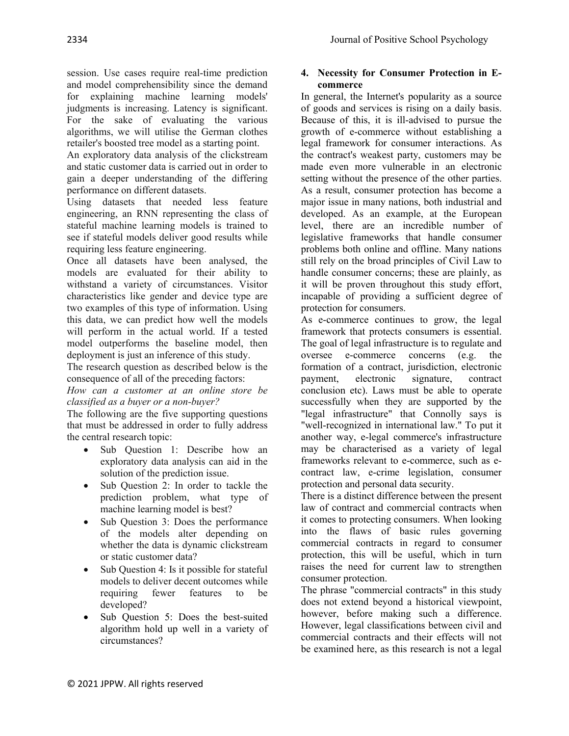session. Use cases require real-time prediction and model comprehensibility since the demand for explaining machine learning models' judgments is increasing. Latency is significant. For the sake of evaluating the various algorithms, we will utilise the German clothes retailer's boosted tree model as a starting point.

An exploratory data analysis of the clickstream and static customer data is carried out in order to gain a deeper understanding of the differing performance on different datasets.

Using datasets that needed less feature engineering, an RNN representing the class of stateful machine learning models is trained to see if stateful models deliver good results while requiring less feature engineering.

Once all datasets have been analysed, the models are evaluated for their ability to withstand a variety of circumstances. Visitor characteristics like gender and device type are two examples of this type of information. Using this data, we can predict how well the models will perform in the actual world. If a tested model outperforms the baseline model, then deployment is just an inference of this study.

The research question as described below is the consequence of all of the preceding factors:

*How can a customer at an online store be classified as a buyer or a non-buyer?*

The following are the five supporting questions that must be addressed in order to fully address the central research topic:

- Sub Question 1: Describe how an exploratory data analysis can aid in the solution of the prediction issue.
- Sub Question 2: In order to tackle the prediction problem, what type of machine learning model is best?
- Sub Question 3: Does the performance of the models alter depending on whether the data is dynamic clickstream or static customer data?
- Sub Question 4: Is it possible for stateful models to deliver decent outcomes while requiring fewer features to be developed?
- Sub Question 5: Does the best-suited algorithm hold up well in a variety of circumstances?

## 4. Necessity for Consumer Protection in E-commerce

In general, the Internet's popularity as a source of goods and services is rising on a daily basis. Because of this, it is ill-advised to pursue the growth of e-commerce without establishing a legal framework for consumer interactions. As the contract's weakest party, customers may be made even more vulnerable in an electronic setting without the presence of the other parties. As a result, consumer protection has become a major issue in many nations, both industrial and developed. As an example, at the European level, there are an incredible number of legislative frameworks that handle consumer problems both online and offline. Many nations still rely on the broad principles of Civil Law to handle consumer concerns; these are plainly, as it will be proven throughout this study effort, incapable of providing a sufficient degree of protection for consumers.

As e-commerce continues to grow, the legal framework that protects consumers is essential. The goal of legal infrastructure is to regulate and oversee e-commerce concerns (e.g. the formation of a contract, jurisdiction, electronic payment, electronic signature, contract conclusion etc). Laws must be able to operate successfully when they are supported by the "legal infrastructure" that Connolly says is "well-recognized in international law." To put it another way, e-legal commerce's infrastructure may be characterised as a variety of legal frameworks relevant to e-commerce, such as e-contract law, e-crime legislation, consumer protection and personal data security.

There is a distinct difference between the present law of contract and commercial contracts when it comes to protecting consumers. When looking into the flaws of basic rules governing commercial contracts in regard to consumer protection, this will be useful, which in turn raises the need for current law to strengthen consumer protection.

The phrase "commercial contracts" in this study does not extend beyond a historical viewpoint, however, before making such a difference. However, legal classifications between civil and commercial contracts and their effects will not be examined here, as this research is not a legal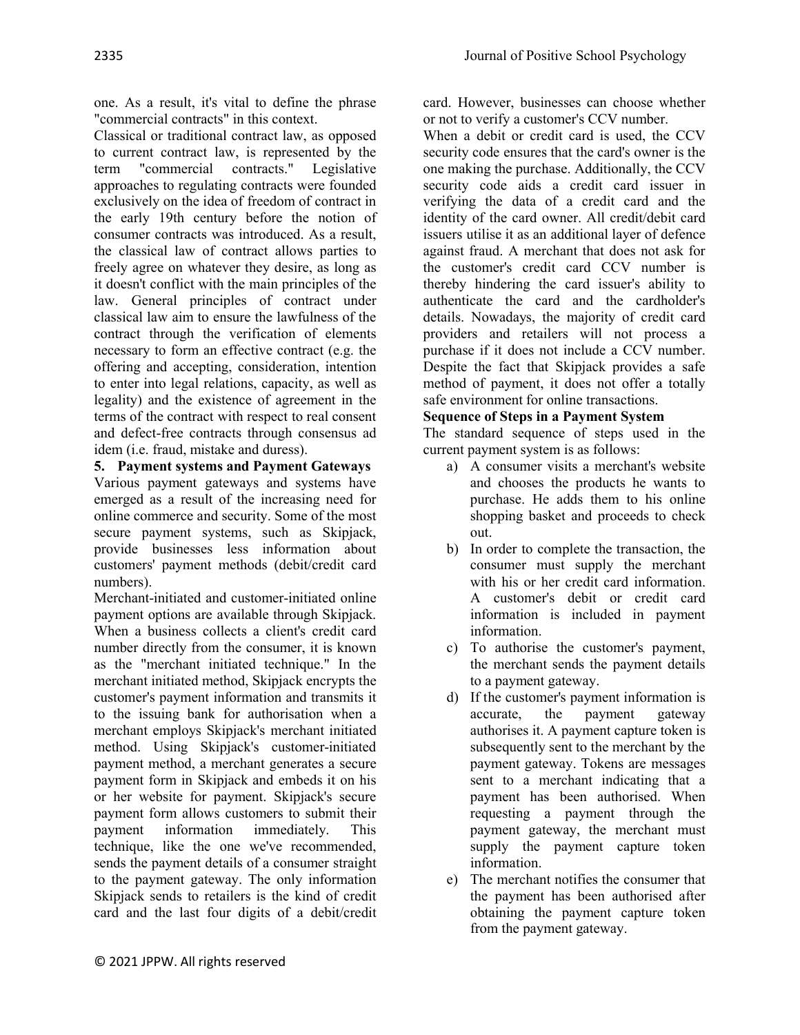one. As a result, it's vital to define the phrase "commercial contracts" in this context.

Classical or traditional contract law, as opposed to current contract law, is represented by the term "commercial contracts." Legislative approaches to regulating contracts were founded exclusively on the idea of freedom of contract in the early 19th century before the notion of consumer contracts was introduced. As a result, the classical law of contract allows parties to freely agree on whatever they desire, as long as it doesn't conflict with the main principles of the law. General principles of contract under classical law aim to ensure the lawfulness of the contract through the verification of elements necessary to form an effective contract (e.g. the offering and accepting, consideration, intention to enter into legal relations, capacity, as well as legality) and the existence of agreement in the terms of the contract with respect to real consent and defect-free contracts through consensus ad idem (i.e. fraud, mistake and duress).

## 5. Payment systems and Payment Gateways

Various payment gateways and systems have emerged as a result of the increasing need for online commerce and security. Some of the most secure payment systems, such as Skipjack, provide businesses less information about customers' payment methods (debit/credit card numbers).

Merchant-initiated and customer-initiated online payment options are available through Skipjack. When a business collects a client's credit card number directly from the consumer, it is known as the "merchant initiated technique." In the merchant initiated method, Skipjack encrypts the customer's payment information and transmits it to the issuing bank for authorisation when a merchant employs Skipjack's merchant initiated method. Using Skipjack's customer-initiated payment method, a merchant generates a secure payment form in Skipjack and embeds it on his or her website for payment. Skipjack's secure payment form allows customers to submit their payment information immediately. This technique, like the one we've recommended, sends the payment details of a consumer straight to the payment gateway. The only information Skipjack sends to retailers is the kind of credit card and the last four digits of a debit/credit card. However, businesses can choose whether or not to verify a customer's CCV number.

When a debit or credit card is used, the CCV security code ensures that the card's owner is the one making the purchase. Additionally, the CCV security code aids a credit card issuer in verifying the data of a credit card and the identity of the card owner. All credit/debit card issuers utilise it as an additional layer of defence against fraud. A merchant that does not ask for the customer's credit card CCV number is thereby hindering the card issuer's ability to authenticate the card and the cardholder's details. Nowadays, the majority of credit card providers and retailers will not process a purchase if it does not include a CCV number. Despite the fact that Skipjack provides a safe method of payment, it does not offer a totally safe environment for online transactions.

**Sequence of Steps in a Payment System**

The standard sequence of steps used in the current payment system is as follows:

a) A consumer visits a merchant's website and chooses the products he wants to purchase. He adds them to his online shopping basket and proceeds to check out.

b) In order to complete the transaction, the consumer must supply the merchant with his or her credit card information. A customer's debit or credit card information is included in payment information.

c) To authorise the customer's payment, the merchant sends the payment details to a payment gateway.

d) If the customer's payment information is accurate, the payment gateway authorises it. A payment capture token is subsequently sent to the merchant by the payment gateway. Tokens are messages sent to a merchant indicating that a payment has been authorised. When requesting a payment through the payment gateway, the merchant must supply the payment capture token information.

e) The merchant notifies the consumer that the payment has been authorised after obtaining the payment capture token from the payment gateway.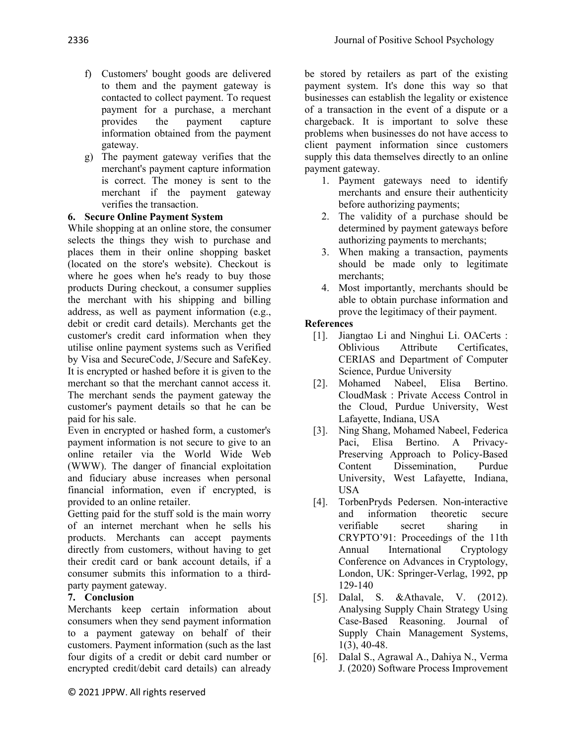f) Customers' bought goods are delivered to them and the payment gateway is contacted to collect payment. To request payment for a purchase, a merchant provides the payment capture information obtained from the payment gateway.

g) The payment gateway verifies that the merchant's payment capture information is correct. The money is sent to the merchant if the payment gateway verifies the transaction.

## 6. Secure Online Payment System

While shopping at an online store, the consumer selects the things they wish to purchase and places them in their online shopping basket (located on the store's website). Checkout is where he goes when he's ready to buy those products During checkout, a consumer supplies the merchant with his shipping and billing address, as well as payment information (e.g., debit or credit card details). Merchants get the customer's credit card information when they utilise online payment systems such as Verified by Visa and SecureCode, J/Secure and SafeKey. It is encrypted or hashed before it is given to the merchant so that the merchant cannot access it. The merchant sends the payment gateway the customer's payment details so that he can be paid for his sale.

Even in encrypted or hashed form, a customer's payment information is not secure to give to an online retailer via the World Wide Web (WWW). The danger of financial exploitation and fiduciary abuse increases when personal financial information, even if encrypted, is provided to an online retailer.

Getting paid for the stuff sold is the main worry of an internet merchant when he sells his products. Merchants can accept payments directly from customers, without having to get their credit card or bank account details, if a consumer submits this information to a third-party payment gateway.

## 7. Conclusion

Merchants keep certain information about consumers when they send payment information to a payment gateway on behalf of their customers. Payment information (such as the last four digits of a credit or debit card number or encrypted credit/debit card details) can already be stored by retailers as part of the existing payment system. It's done this way so that businesses can establish the legality or existence of a transaction in the event of a dispute or a chargeback. It is important to solve these problems when businesses do not have access to client payment information since customers supply this data themselves directly to an online payment gateway.

1. Payment gateways need to identify merchants and ensure their authenticity before authorizing payments;
2. The validity of a purchase should be determined by payment gateways before authorizing payments to merchants;
3. When making a transaction, payments should be made only to legitimate merchants;
4. Most importantly, merchants should be able to obtain purchase information and prove the legitimacy of their payment.

## References

[1]. Jiangtao Li and Ninghui Li. OACerts : Oblivious Attribute Certificates, CERIAS and Department of Computer Science, Purdue University

[2]. Mohamed Nabeel, Elisa Bertino. CloudMask : Private Access Control in the Cloud, Purdue University, West Lafayette, Indiana, USA

[3]. Ning Shang, Mohamed Nabeel, Federica Paci, Elisa Bertino. A Privacy-Preserving Approach to Policy-Based Content Dissemination, Purdue University, West Lafayette, Indiana, USA

[4]. TorbenPryds Pedersen. Non-interactive and information theoretic secure verifiable secret sharing in CRYPTO'91: Proceedings of the 11th Annual International Cryptology Conference on Advances in Cryptology, London, UK: Springer-Verlag, 1992, pp 129-140

[5]. Dalal, S. &Athavale, V. (2012). Analysing Supply Chain Strategy Using Case-Based Reasoning. Journal of Supply Chain Management Systems, 1(3), 40-48.

[6]. Dalal S., Agrawal A., Dahiya N., Verma J. (2020) Software Process Improvement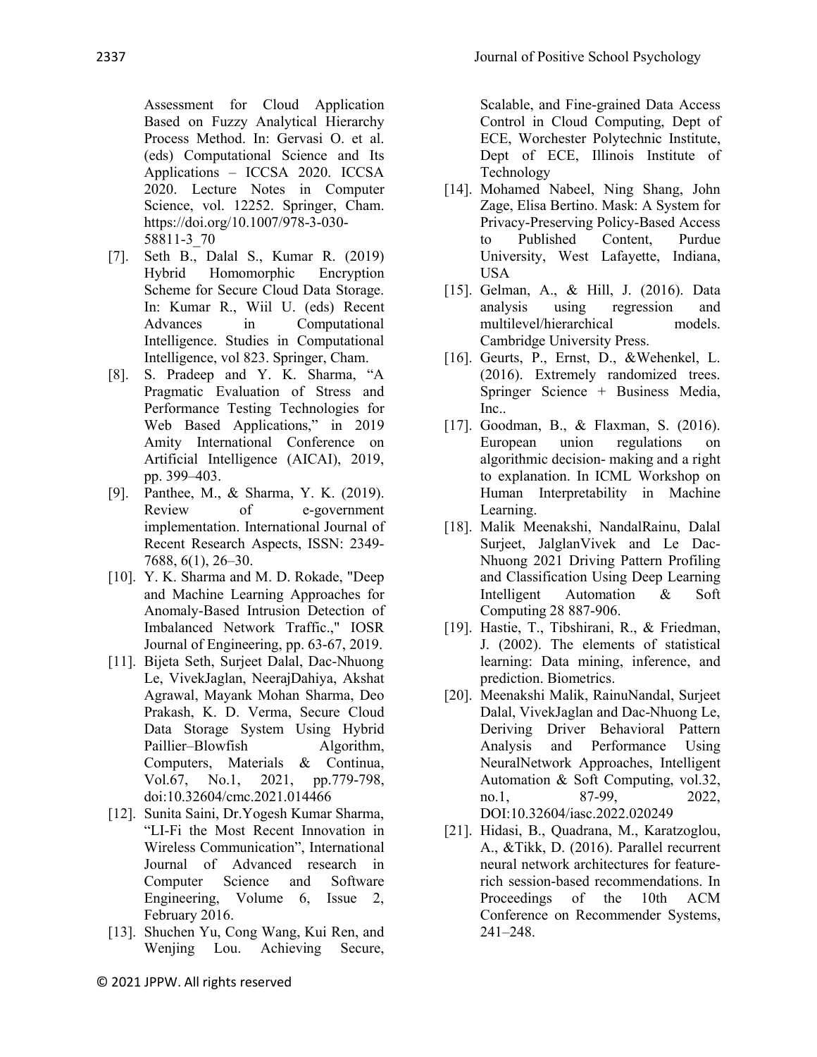Assessment for Cloud Application Based on Fuzzy Analytical Hierarchy Process Method. In: Gervasi O. et al. (eds) Computational Science and Its Applications – ICCSA 2020. ICCSA 2020. Lecture Notes in Computer Science, vol. 12252. Springer, Cham. https://doi.org/10.1007/978-3-030-58811-3_70

[7]. Seth B., Dalal S., Kumar R. (2019) Hybrid Homomorphic Encryption Scheme for Secure Cloud Data Storage. In: Kumar R., Wiil U. (eds) Recent Advances in Computational Intelligence. Studies in Computational Intelligence, vol 823. Springer, Cham.

[8]. S. Pradeep and Y. K. Sharma, "A Pragmatic Evaluation of Stress and Performance Testing Technologies for Web Based Applications," in 2019 Amity International Conference on Artificial Intelligence (AICAI), 2019, pp. 399–403.

[9]. Panthee, M., & Sharma, Y. K. (2019). Review of e-government implementation. International Journal of Recent Research Aspects, ISSN: 2349-7688, 6(1), 26–30.

[10]. Y. K. Sharma and M. D. Rokade, "Deep and Machine Learning Approaches for Anomaly-Based Intrusion Detection of Imbalanced Network Traffic.," IOSR Journal of Engineering, pp. 63-67, 2019.

[11]. Bijeta Seth, Surjeet Dalal, Dac-Nhuong Le, VivekJaglan, NeerajDahiya, Akshat Agrawal, Mayank Mohan Sharma, Deo Prakash, K. D. Verma, Secure Cloud Data Storage System Using Hybrid Paillier–Blowfish Algorithm, Computers, Materials & Continua, Vol.67, No.1, 2021, pp.779-798, doi:10.32604/cmc.2021.014466

[12]. Sunita Saini, Dr.Yogesh Kumar Sharma, "LI-Fi the Most Recent Innovation in Wireless Communication", International Journal of Advanced research in Computer Science and Software Engineering, Volume 6, Issue 2, February 2016.

[13]. Shuchen Yu, Cong Wang, Kui Ren, and Wenjing Lou. Achieving Secure, Scalable, and Fine-grained Data Access Control in Cloud Computing, Dept of ECE, Worchester Polytechnic Institute, Dept of ECE, Illinois Institute of Technology

[14]. Mohamed Nabeel, Ning Shang, John Zage, Elisa Bertino. Mask: A System for Privacy-Preserving Policy-Based Access to Published Content, Purdue University, West Lafayette, Indiana, USA

[15]. Gelman, A., & Hill, J. (2016). Data analysis using regression and multilevel/hierarchical models. Cambridge University Press.

[16]. Geurts, P., Ernst, D., &Wehenkel, L. (2016). Extremely randomized trees. Springer Science + Business Media, Inc..

[17]. Goodman, B., & Flaxman, S. (2016). European union regulations on algorithmic decision- making and a right to explanation. In ICML Workshop on Human Interpretability in Machine Learning.

[18]. Malik Meenakshi, NandalRainu, Dalal Surjeet, JalglanVivek and Le Dac-Nhuong 2021 Driving Pattern Profiling and Classification Using Deep Learning Intelligent Automation & Soft Computing 28 887-906.

[19]. Hastie, T., Tibshirani, R., & Friedman, J. (2002). The elements of statistical learning: Data mining, inference, and prediction. Biometrics.

[20]. Meenakshi Malik, RainuNandal, Surjeet Dalal, VivekJaglan and Dac-Nhuong Le, Deriving Driver Behavioral Pattern Analysis and Performance Using NeuralNetwork Approaches, Intelligent Automation & Soft Computing, vol.32, no.1, 87-99, 2022, DOI:10.32604/iasc.2022.020249

[21]. Hidasi, B., Quadrana, M., Karatzoglou, A., &Tikk, D. (2016). Parallel recurrent neural network architectures for feature-rich session-based recommendations. In Proceedings of the 10th ACM Conference on Recommender Systems, 241–248.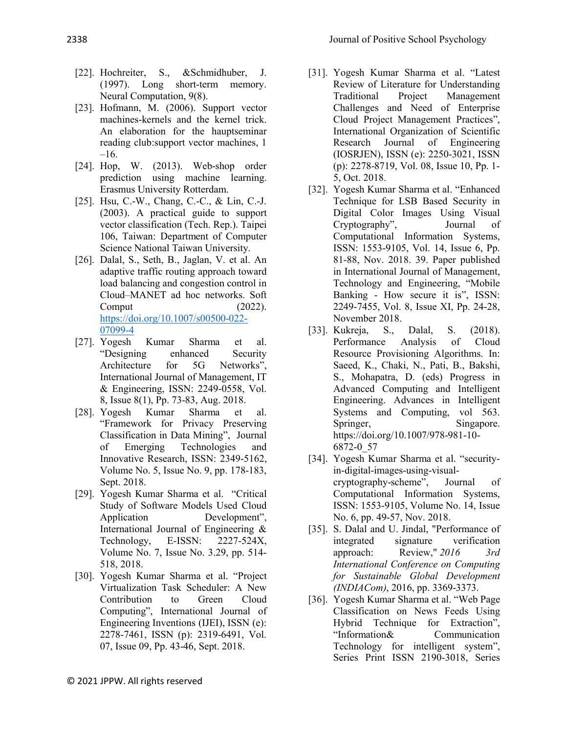[22]. Hochreiter, S., &Schmidhuber, J. (1997). Long short-term memory. Neural Computation, 9(8).

[23]. Hofmann, M. (2006). Support vector machines-kernels and the kernel trick. An elaboration for the hauptseminar reading club:support vector machines, 1 –16.

[24]. Hop, W. (2013). Web-shop order prediction using machine learning. Erasmus University Rotterdam.

[25]. Hsu, C.-W., Chang, C.-C., & Lin, C.-J. (2003). A practical guide to support vector classification (Tech. Rep.). Taipei 106, Taiwan: Department of Computer Science National Taiwan University.

[26]. Dalal, S., Seth, B., Jaglan, V. et al. An adaptive traffic routing approach toward load balancing and congestion control in Cloud–MANET ad hoc networks. Soft Comput (2022). https://doi.org/10.1007/s00500-022-07099-4

[27]. Yogesh Kumar Sharma et al. "Designing enhanced Security Architecture for 5G Networks", International Journal of Management, IT & Engineering, ISSN: 2249-0558, Vol. 8, Issue 8(1), Pp. 73-83, Aug. 2018.

[28]. Yogesh Kumar Sharma et al. "Framework for Privacy Preserving Classification in Data Mining", Journal of Emerging Technologies and Innovative Research, ISSN: 2349-5162, Volume No. 5, Issue No. 9, pp. 178-183, Sept. 2018.

[29]. Yogesh Kumar Sharma et al. "Critical Study of Software Models Used Cloud Application Development", International Journal of Engineering & Technology, E-ISSN: 2227-524X, Volume No. 7, Issue No. 3.29, pp. 514-518, 2018.

[30]. Yogesh Kumar Sharma et al. "Project Virtualization Task Scheduler: A New Contribution to Green Cloud Computing", International Journal of Engineering Inventions (IJEI), ISSN (e): 2278-7461, ISSN (p): 2319-6491, Vol. 07, Issue 09, Pp. 43-46, Sept. 2018.

[31]. Yogesh Kumar Sharma et al. "Latest Review of Literature for Understanding Traditional Project Management Challenges and Need of Enterprise Cloud Project Management Practices", International Organization of Scientific Research Journal of Engineering (IOSRJEN), ISSN (e): 2250-3021, ISSN (p): 2278-8719, Vol. 08, Issue 10, Pp. 1-5, Oct. 2018.

[32]. Yogesh Kumar Sharma et al. "Enhanced Technique for LSB Based Security in Digital Color Images Using Visual Cryptography", Journal of Computational Information Systems, ISSN: 1553-9105, Vol. 14, Issue 6, Pp. 81-88, Nov. 2018. 39. Paper published in International Journal of Management, Technology and Engineering, "Mobile Banking - How secure it is", ISSN: 2249-7455, Vol. 8, Issue XI, Pp. 24-28, November 2018.

[33]. Kukreja, S., Dalal, S. (2018). Performance Analysis of Cloud Resource Provisioning Algorithms. In: Saeed, K., Chaki, N., Pati, B., Bakshi, S., Mohapatra, D. (eds) Progress in Advanced Computing and Intelligent Engineering. Advances in Intelligent Systems and Computing, vol 563. Springer, Singapore. https://doi.org/10.1007/978-981-10-6872-0_57

[34]. Yogesh Kumar Sharma et al. "security-in-digital-images-using-visual-cryptography-scheme", Journal of Computational Information Systems, ISSN: 1553-9105, Volume No. 14, Issue No. 6, pp. 49-57, Nov. 2018.

[35]. S. Dalal and U. Jindal, "Performance of integrated signature verification approach: Review," *2016 3rd International Conference on Computing for Sustainable Global Development (INDIACom)*, 2016, pp. 3369-3373.

[36]. Yogesh Kumar Sharma et al. "Web Page Classification on News Feeds Using Hybrid Technique for Extraction", "Information& Communication Technology for intelligent system", Series Print ISSN 2190-3018, Series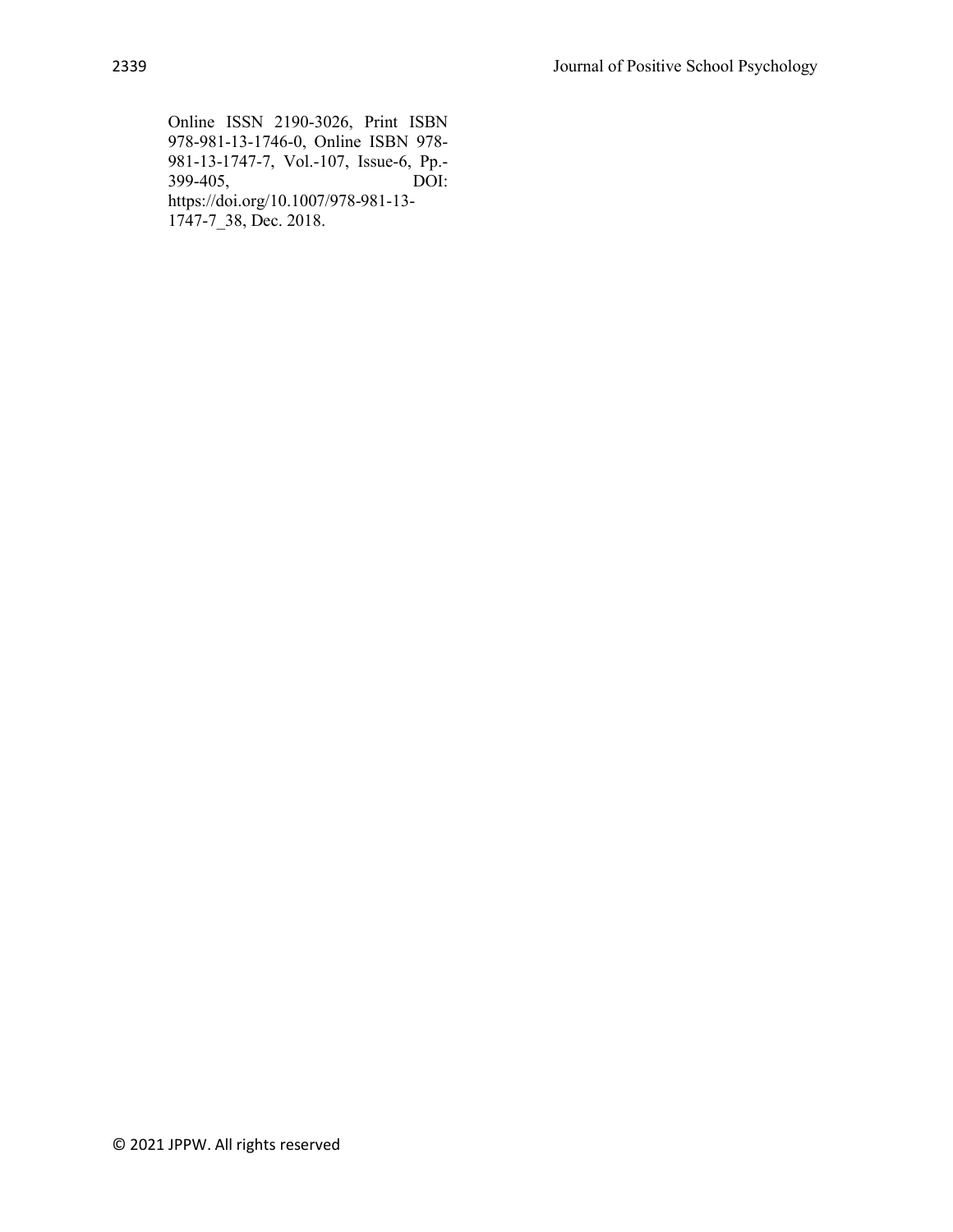Online ISSN 2190-3026, Print ISBN 978-981-13-1746-0, Online ISBN 978-981-13-1747-7, Vol.-107, Issue-6, Pp.-399-405, DOI: https://doi.org/10.1007/978-981-13-1747-7_38, Dec. 2018.